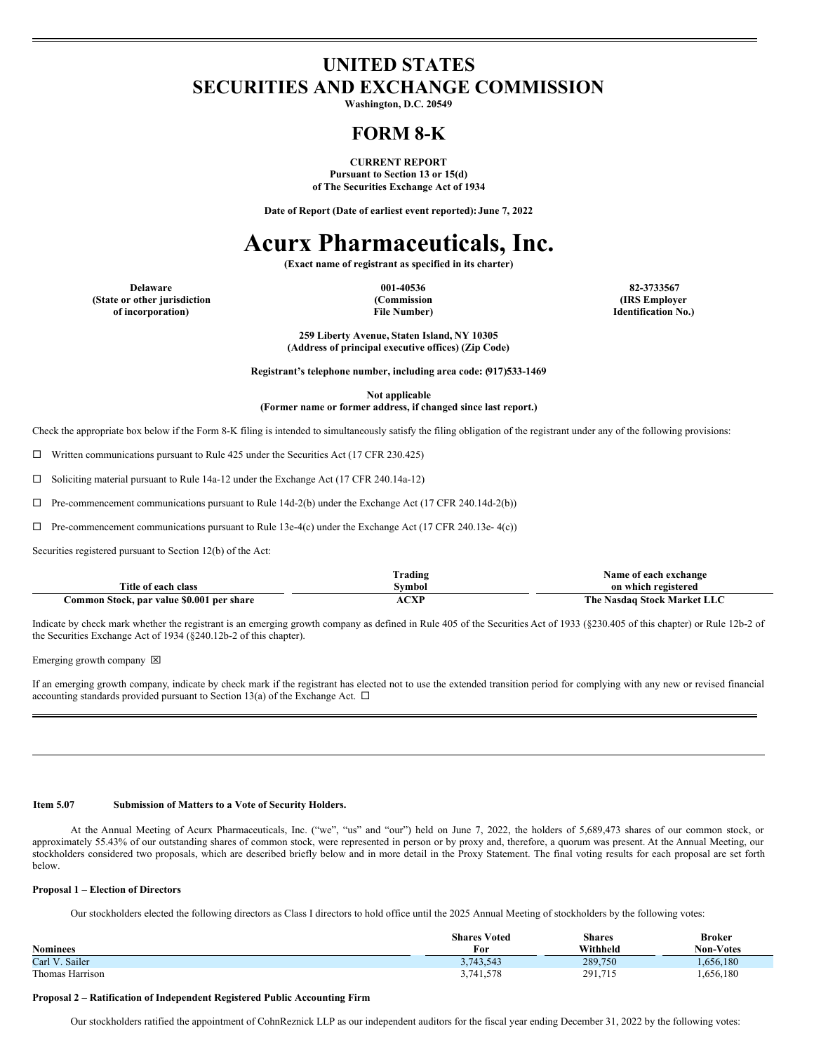# UNITED STATES
# SECURITIES AND EXCHANGE COMMISSION

**Washington, D.C. 20549**

# FORM 8-K

**CURRENT REPORT**
**Pursuant to Section 13 or 15(d)**
**of The Securities Exchange Act of 1934**

**Date of Report (Date of earliest event reported): June 7, 2022**

# Acurx Pharmaceuticals, Inc.

**(Exact name of registrant as specified in its charter)**

| Delaware | 001-40536 | 82-3733567 |
|---|---|---|
| (State or other jurisdiction of incorporation) | (Commission File Number) | (IRS Employer Identification No.) |

**259 Liberty Avenue, Staten Island, NY 10305**
**(Address of principal executive offices) (Zip Code)**

**Registrant's telephone number, including area code: (917)533-1469**

**Not applicable**
**(Former name or former address, if changed since last report.)**

Check the appropriate box below if the Form 8-K filing is intended to simultaneously satisfy the filing obligation of the registrant under any of the following provisions:

☐ Written communications pursuant to Rule 425 under the Securities Act (17 CFR 230.425)

☐ Soliciting material pursuant to Rule 14a-12 under the Exchange Act (17 CFR 240.14a-12)

☐ Pre-commencement communications pursuant to Rule 14d-2(b) under the Exchange Act (17 CFR 240.14d-2(b))

☐ Pre-commencement communications pursuant to Rule 13e-4(c) under the Exchange Act (17 CFR 240.13e- 4(c))

Securities registered pursuant to Section 12(b) of the Act:

| Title of each class | Trading Symbol | Name of each exchange on which registered |
|---|---|---|
| Common Stock, par value $0.001 per share | ACXP | The Nasdaq Stock Market LLC |

Indicate by check mark whether the registrant is an emerging growth company as defined in Rule 405 of the Securities Act of 1933 (§230.405 of this chapter) or Rule 12b-2 of the Securities Exchange Act of 1934 (§240.12b-2 of this chapter).

Emerging growth company ☒

If an emerging growth company, indicate by check mark if the registrant has elected not to use the extended transition period for complying with any new or revised financial accounting standards provided pursuant to Section 13(a) of the Exchange Act. ☐

---

**Item 5.07 Submission of Matters to a Vote of Security Holders.**

At the Annual Meeting of Acurx Pharmaceuticals, Inc. ("we", "us" and "our") held on June 7, 2022, the holders of 5,689,473 shares of our common stock, or approximately 55.43% of our outstanding shares of common stock, were represented in person or by proxy and, therefore, a quorum was present. At the Annual Meeting, our stockholders considered two proposals, which are described briefly below and in more detail in the Proxy Statement. The final voting results for each proposal are set forth below.

**Proposal 1 – Election of Directors**

Our stockholders elected the following directors as Class I directors to hold office until the 2025 Annual Meeting of stockholders by the following votes:

| Nominees | Shares Voted For | Shares Withheld | Broker Non-Votes |
|---|---|---|---|
| Carl V. Sailer | 3,743,543 | 289,750 | 1,656,180 |
| Thomas Harrison | 3,741,578 | 291,715 | 1,656,180 |

**Proposal 2 – Ratification of Independent Registered Public Accounting Firm**

Our stockholders ratified the appointment of CohnReznick LLP as our independent auditors for the fiscal year ending December 31, 2022 by the following votes: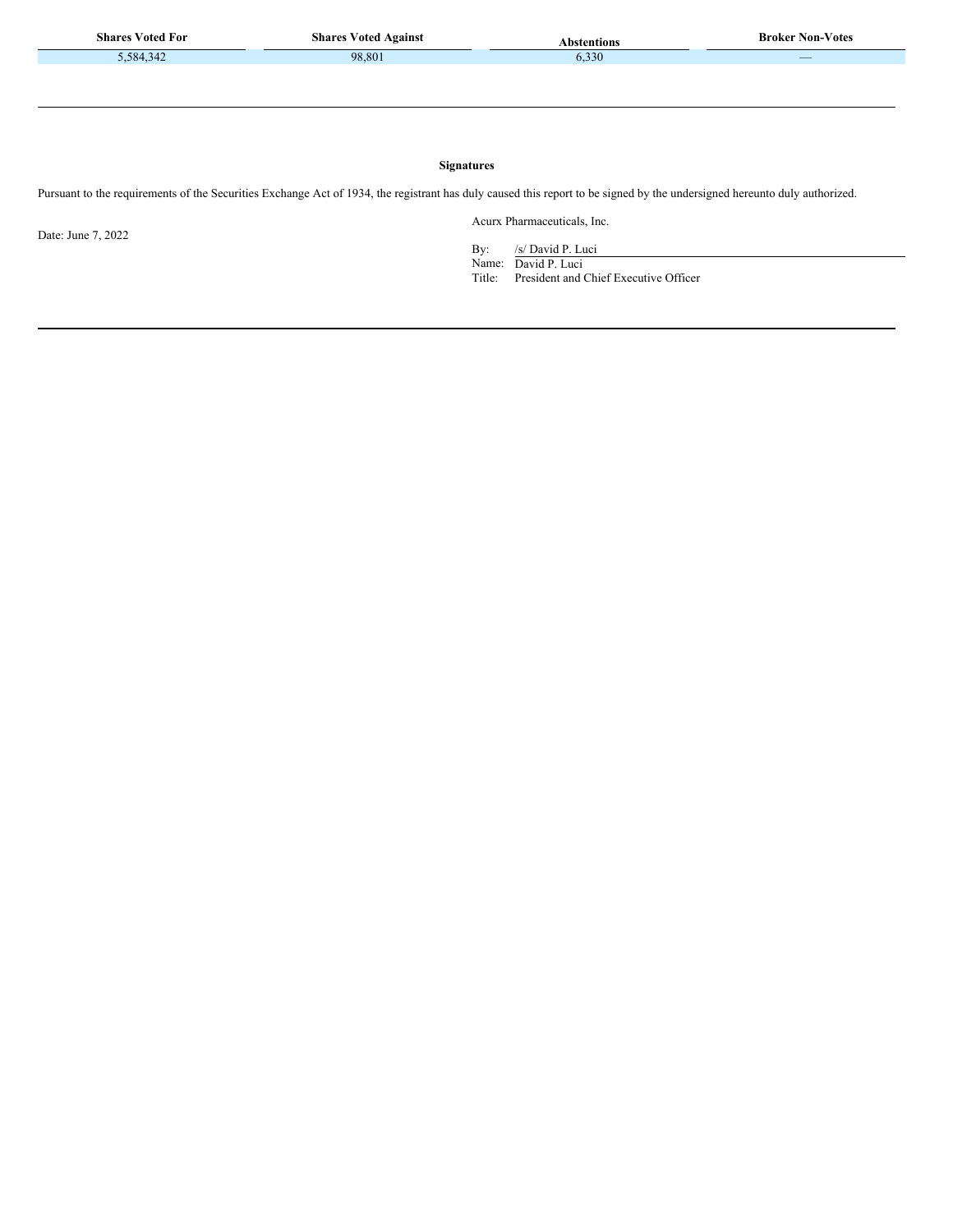| Shares Voted For | Shares Voted Against | Abstentions | Broker Non-Votes |
|---|---|---|---|
| 5,584,342 | 98,801 | 6,330 | — |

**Signatures**

Pursuant to the requirements of the Securities Exchange Act of 1934, the registrant has duly caused this report to be signed by the undersigned hereunto duly authorized.

Date: June 7, 2022

Acurx Pharmaceuticals, Inc.

By: /s/ David P. Luci
Name: David P. Luci
Title: President and Chief Executive Officer